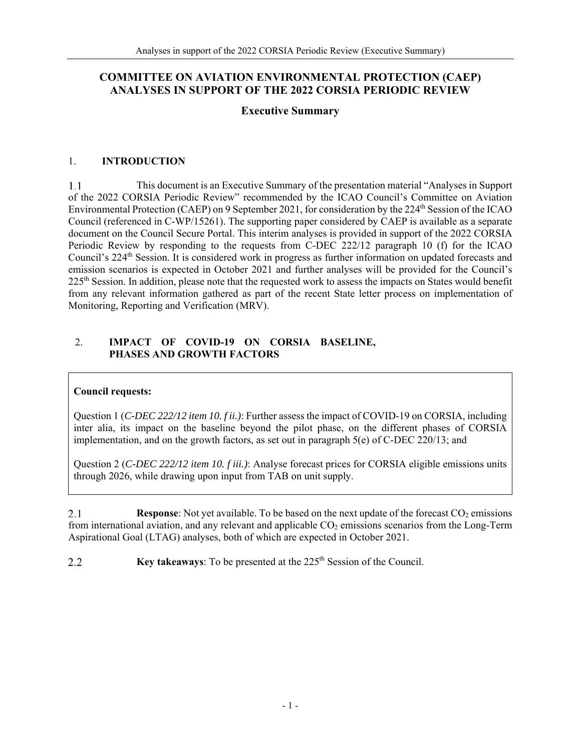# COMMITTEE ON AVIATION ENVIRONMENTAL PROTECTION (CAEP) ANALYSES IN SUPPORT OF THE 2022 CORSIA PERIODIC REVIEW

## Executive Summary

## 1. INTRODUCTION

1.1 This document is an Executive Summary of the presentation material "Analyses in Support of the 2022 CORSIA Periodic Review" recommended by the ICAO Council's Committee on Aviation Environmental Protection (CAEP) on 9 September 2021, for consideration by the 224th Session of the ICAO Council (referenced in C-WP/15261). The supporting paper considered by CAEP is available as a separate document on the Council Secure Portal. This interim analyses is provided in support of the 2022 CORSIA Periodic Review by responding to the requests from C-DEC 222/12 paragraph 10 (f) for the ICAO Council's 224th Session. It is considered work in progress as further information on updated forecasts and emission scenarios is expected in October 2021 and further analyses will be provided for the Council's 225th Session. In addition, please note that the requested work to assess the impacts on States would benefit from any relevant information gathered as part of the recent State letter process on implementation of Monitoring, Reporting and Verification (MRV).

## 2. IMPACT OF COVID-19 ON CORSIA BASELINE, PHASES AND GROWTH FACTORS

**Council requests:**

Question 1 (*C-DEC 222/12 item 10. f ii.)*: Further assess the impact of COVID-19 on CORSIA, including inter alia, its impact on the baseline beyond the pilot phase, on the different phases of CORSIA implementation, and on the growth factors, as set out in paragraph 5(e) of C-DEC 220/13; and

Question 2 (*C-DEC 222/12 item 10. f iii.)*: Analyse forecast prices for CORSIA eligible emissions units through 2026, while drawing upon input from TAB on unit supply.

2.1 **Response**: Not yet available. To be based on the next update of the forecast $CO_2$ emissions from international aviation, and any relevant and applicable $CO_2$ emissions scenarios from the Long-Term Aspirational Goal (LTAG) analyses, both of which are expected in October 2021.

2.2 **Key takeaways**: To be presented at the 225th Session of the Council.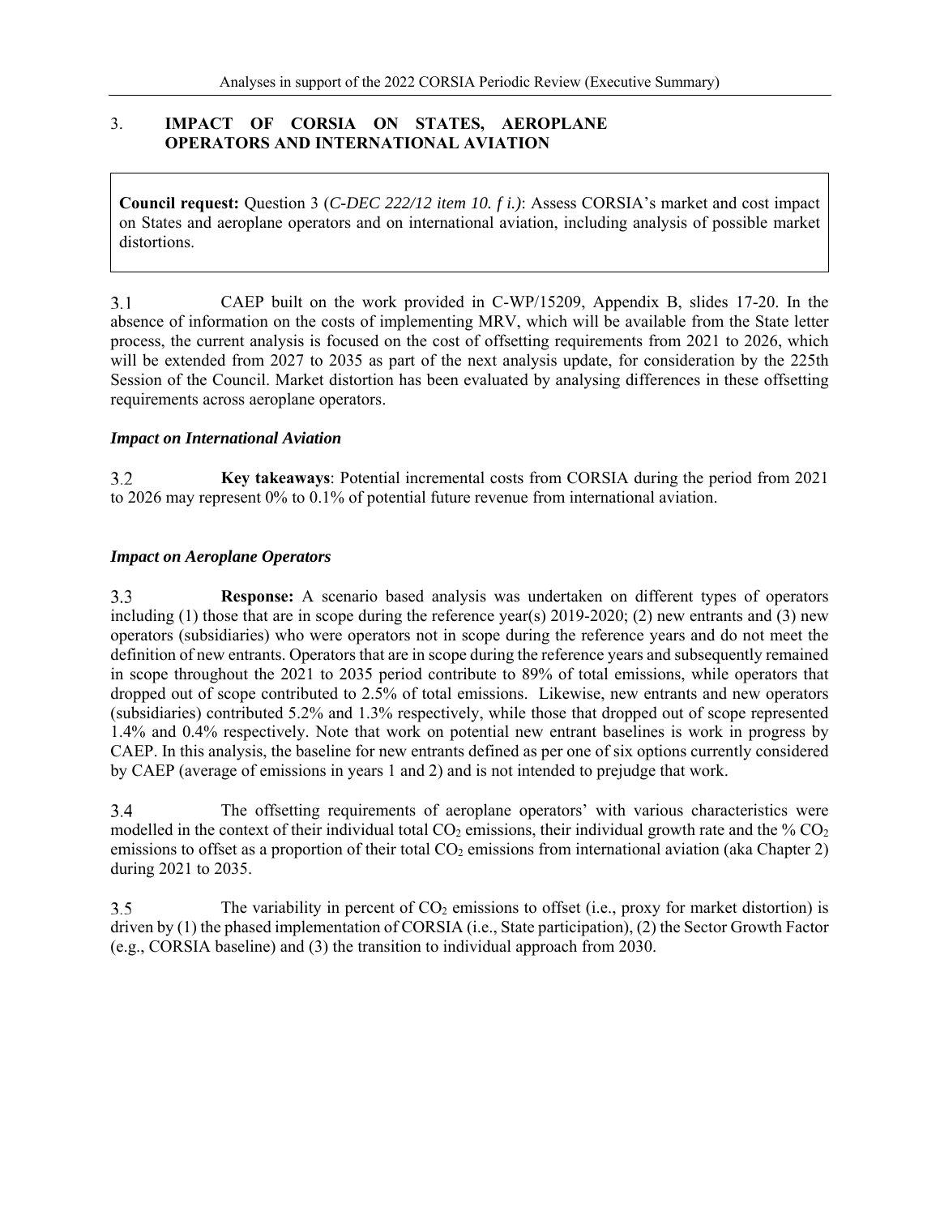## 3. IMPACT OF CORSIA ON STATES, AEROPLANE OPERATORS AND INTERNATIONAL AVIATION

**Council request:** Question 3 (*C-DEC 222/12 item 10. f i.)*: Assess CORSIA's market and cost impact on States and aeroplane operators and on international aviation, including analysis of possible market distortions.

3.1 CAEP built on the work provided in C-WP/15209, Appendix B, slides 17-20. In the absence of information on the costs of implementing MRV, which will be available from the State letter process, the current analysis is focused on the cost of offsetting requirements from 2021 to 2026, which will be extended from 2027 to 2035 as part of the next analysis update, for consideration by the 225th Session of the Council. Market distortion has been evaluated by analysing differences in these offsetting requirements across aeroplane operators.

### *Impact on International Aviation*

3.2 **Key takeaways**: Potential incremental costs from CORSIA during the period from 2021 to 2026 may represent 0% to 0.1% of potential future revenue from international aviation.

### *Impact on Aeroplane Operators*

3.3 **Response:** A scenario based analysis was undertaken on different types of operators including (1) those that are in scope during the reference year(s) 2019-2020; (2) new entrants and (3) new operators (subsidiaries) who were operators not in scope during the reference years and do not meet the definition of new entrants. Operators that are in scope during the reference years and subsequently remained in scope throughout the 2021 to 2035 period contribute to 89% of total emissions, while operators that dropped out of scope contributed to 2.5% of total emissions. Likewise, new entrants and new operators (subsidiaries) contributed 5.2% and 1.3% respectively, while those that dropped out of scope represented 1.4% and 0.4% respectively. Note that work on potential new entrant baselines is work in progress by CAEP. In this analysis, the baseline for new entrants defined as per one of six options currently considered by CAEP (average of emissions in years 1 and 2) and is not intended to prejudge that work.

3.4 The offsetting requirements of aeroplane operators' with various characteristics were modelled in the context of their individual total $CO_2$ emissions, their individual growth rate and the % $CO_2$ emissions to offset as a proportion of their total $CO_2$ emissions from international aviation (aka Chapter 2) during 2021 to 2035.

3.5 The variability in percent of $CO_2$ emissions to offset (i.e., proxy for market distortion) is driven by (1) the phased implementation of CORSIA (i.e., State participation), (2) the Sector Growth Factor (e.g., CORSIA baseline) and (3) the transition to individual approach from 2030.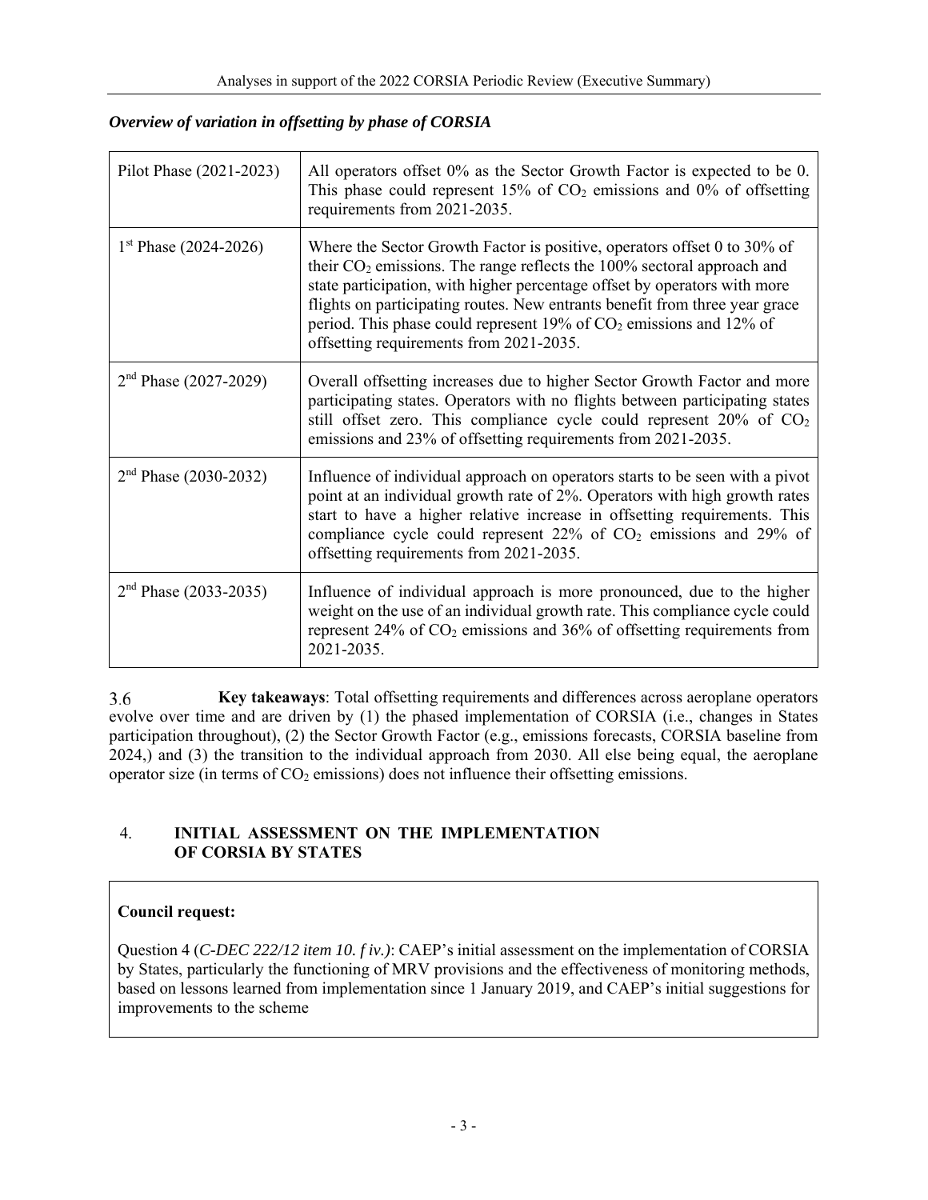*Overview of variation in offsetting by phase of CORSIA*

| | |
|---|---|
| Pilot Phase (2021-2023) | All operators offset 0% as the Sector Growth Factor is expected to be 0. This phase could represent 15% of $CO_2$ emissions and 0% of offsetting requirements from 2021-2035. |
| 1st Phase (2024-2026) | Where the Sector Growth Factor is positive, operators offset 0 to 30% of their $CO_2$ emissions. The range reflects the 100% sectoral approach and state participation, with higher percentage offset by operators with more flights on participating routes. New entrants benefit from three year grace period. This phase could represent 19% of $CO_2$ emissions and 12% of offsetting requirements from 2021-2035. |
| 2nd Phase (2027-2029) | Overall offsetting increases due to higher Sector Growth Factor and more participating states. Operators with no flights between participating states still offset zero. This compliance cycle could represent 20% of $CO_2$ emissions and 23% of offsetting requirements from 2021-2035. |
| 2nd Phase (2030-2032) | Influence of individual approach on operators starts to be seen with a pivot point at an individual growth rate of 2%. Operators with high growth rates start to have a higher relative increase in offsetting requirements. This compliance cycle could represent 22% of $CO_2$ emissions and 29% of offsetting requirements from 2021-2035. |
| 2nd Phase (2033-2035) | Influence of individual approach is more pronounced, due to the higher weight on the use of an individual growth rate. This compliance cycle could represent 24% of $CO_2$ emissions and 36% of offsetting requirements from 2021-2035. |

3.6 **Key takeaways**: Total offsetting requirements and differences across aeroplane operators evolve over time and are driven by (1) the phased implementation of CORSIA (i.e., changes in States participation throughout), (2) the Sector Growth Factor (e.g., emissions forecasts, CORSIA baseline from 2024,) and (3) the transition to the individual approach from 2030. All else being equal, the aeroplane operator size (in terms of $CO_2$ emissions) does not influence their offsetting emissions.

## 4. INITIAL ASSESSMENT ON THE IMPLEMENTATION OF CORSIA BY STATES

**Council request:**

Question 4 (*C-DEC 222/12 item 10. f iv.)*: CAEP's initial assessment on the implementation of CORSIA by States, particularly the functioning of MRV provisions and the effectiveness of monitoring methods, based on lessons learned from implementation since 1 January 2019, and CAEP's initial suggestions for improvements to the scheme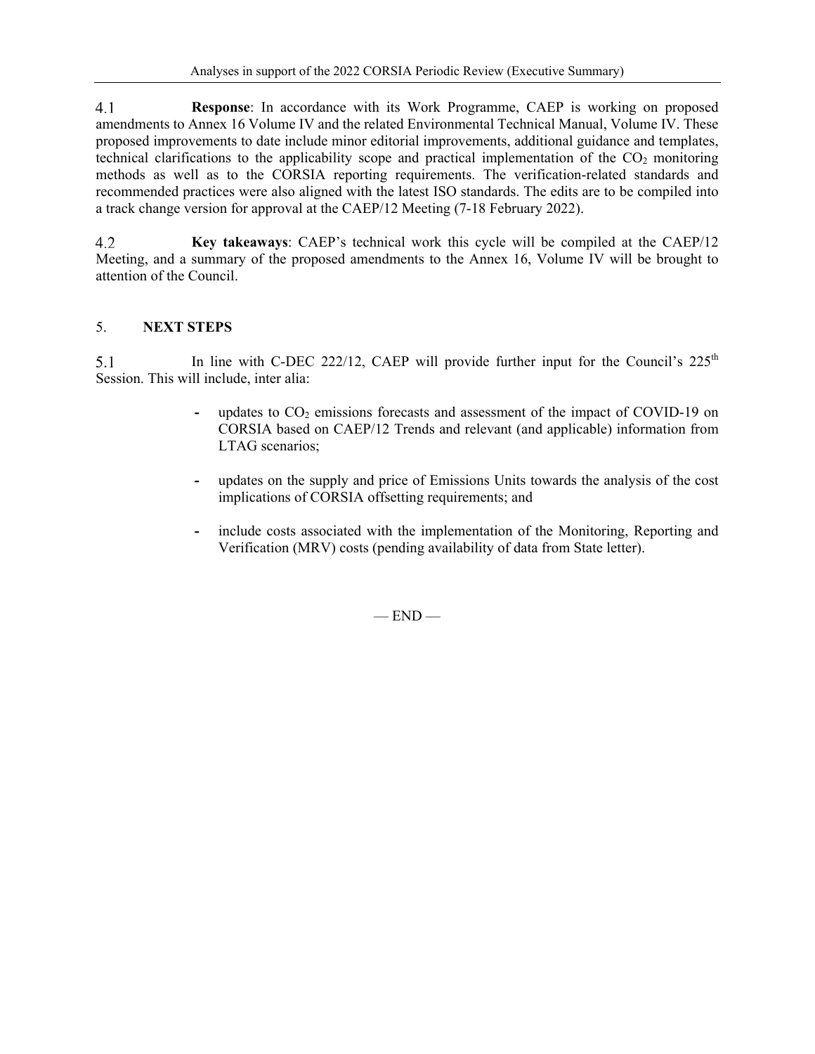4.1 **Response**: In accordance with its Work Programme, CAEP is working on proposed amendments to Annex 16 Volume IV and the related Environmental Technical Manual, Volume IV. These proposed improvements to date include minor editorial improvements, additional guidance and templates, technical clarifications to the applicability scope and practical implementation of the $CO_2$ monitoring methods as well as to the CORSIA reporting requirements. The verification-related standards and recommended practices were also aligned with the latest ISO standards. The edits are to be compiled into a track change version for approval at the CAEP/12 Meeting (7-18 February 2022).

4.2 **Key takeaways**: CAEP's technical work this cycle will be compiled at the CAEP/12 Meeting, and a summary of the proposed amendments to the Annex 16, Volume IV will be brought to attention of the Council.

## 5. NEXT STEPS

5.1 In line with C-DEC 222/12, CAEP will provide further input for the Council's 225th Session. This will include, inter alia:

- updates to $CO_2$ emissions forecasts and assessment of the impact of COVID-19 on CORSIA based on CAEP/12 Trends and relevant (and applicable) information from LTAG scenarios;

- updates on the supply and price of Emissions Units towards the analysis of the cost implications of CORSIA offsetting requirements; and

- include costs associated with the implementation of the Monitoring, Reporting and Verification (MRV) costs (pending availability of data from State letter).

— END —